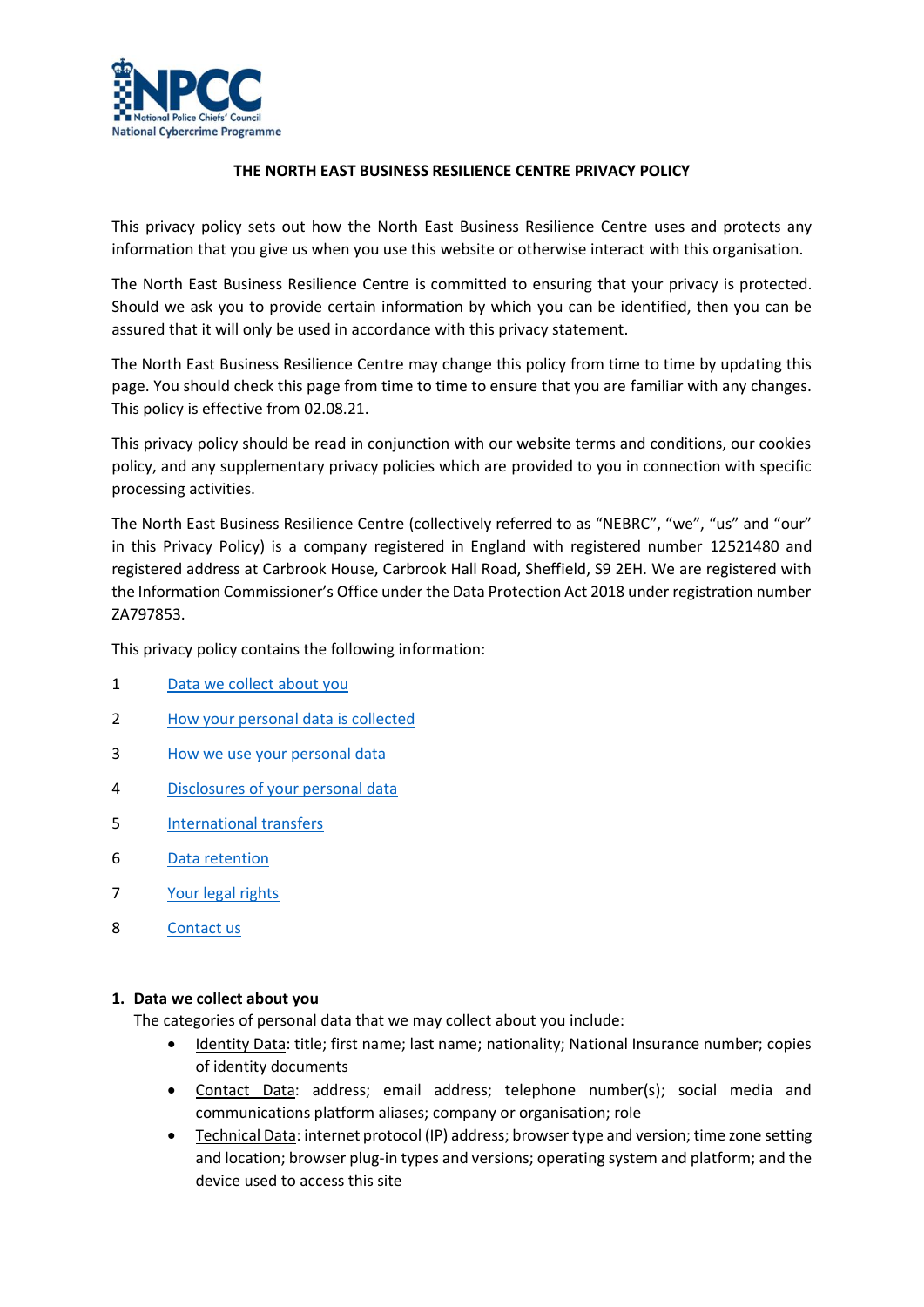NPCC
National Police Chiefs' Council
National Cybercrime Programme

# THE NORTH EAST BUSINESS RESILIENCE CENTRE PRIVACY POLICY

This privacy policy sets out how the North East Business Resilience Centre uses and protects any information that you give us when you use this website or otherwise interact with this organisation.

The North East Business Resilience Centre is committed to ensuring that your privacy is protected. Should we ask you to provide certain information by which you can be identified, then you can be assured that it will only be used in accordance with this privacy statement.

The North East Business Resilience Centre may change this policy from time to time by updating this page. You should check this page from time to time to ensure that you are familiar with any changes. This policy is effective from 02.08.21.

This privacy policy should be read in conjunction with our website terms and conditions, our cookies policy, and any supplementary privacy policies which are provided to you in connection with specific processing activities.

The North East Business Resilience Centre (collectively referred to as "NEBRC", "we", "us" and "our" in this Privacy Policy) is a company registered in England with registered number 12521480 and registered address at Carbrook House, Carbrook Hall Road, Sheffield, S9 2EH. We are registered with the Information Commissioner's Office under the Data Protection Act 2018 under registration number ZA797853.

This privacy policy contains the following information:

1. Data we collect about you
2. How your personal data is collected
3. How we use your personal data
4. Disclosures of your personal data
5. International transfers
6. Data retention
7. Your legal rights
8. Contact us

## 1. Data we collect about you

The categories of personal data that we may collect about you include:

- Identity Data: title; first name; last name; nationality; National Insurance number; copies of identity documents
- Contact Data: address; email address; telephone number(s); social media and communications platform aliases; company or organisation; role
- Technical Data: internet protocol (IP) address; browser type and version; time zone setting and location; browser plug-in types and versions; operating system and platform; and the device used to access this site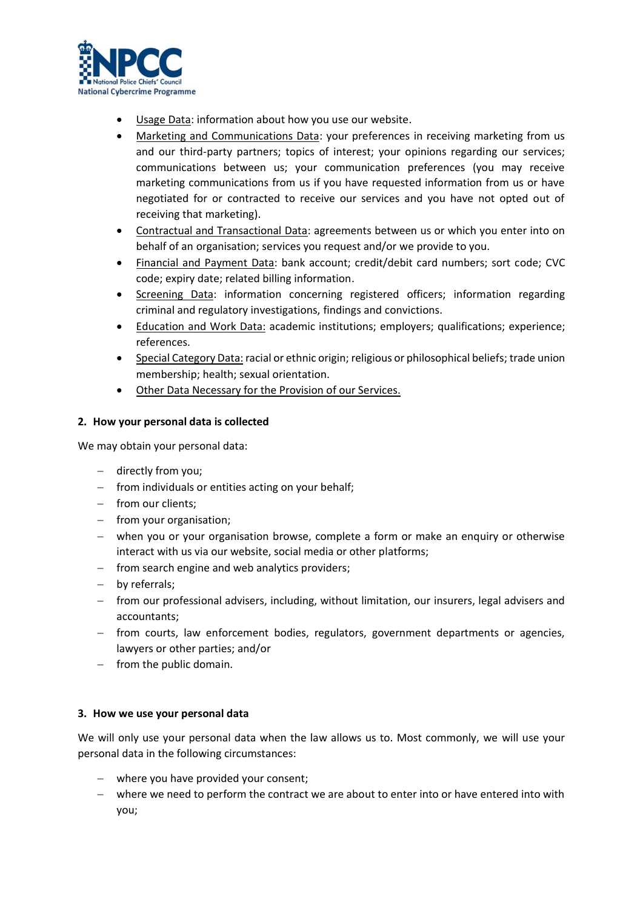- Usage Data: information about how you use our website.
- Marketing and Communications Data: your preferences in receiving marketing from us and our third-party partners; topics of interest; your opinions regarding our services; communications between us; your communication preferences (you may receive marketing communications from us if you have requested information from us or have negotiated for or contracted to receive our services and you have not opted out of receiving that marketing).
- Contractual and Transactional Data: agreements between us or which you enter into on behalf of an organisation; services you request and/or we provide to you.
- Financial and Payment Data: bank account; credit/debit card numbers; sort code; CVC code; expiry date; related billing information.
- Screening Data: information concerning registered officers; information regarding criminal and regulatory investigations, findings and convictions.
- Education and Work Data: academic institutions; employers; qualifications; experience; references.
- Special Category Data: racial or ethnic origin; religious or philosophical beliefs; trade union membership; health; sexual orientation.
- Other Data Necessary for the Provision of our Services.

**2. How your personal data is collected**

We may obtain your personal data:

- directly from you;
- from individuals or entities acting on your behalf;
- from our clients;
- from your organisation;
- when you or your organisation browse, complete a form or make an enquiry or otherwise interact with us via our website, social media or other platforms;
- from search engine and web analytics providers;
- by referrals;
- from our professional advisers, including, without limitation, our insurers, legal advisers and accountants;
- from courts, law enforcement bodies, regulators, government departments or agencies, lawyers or other parties; and/or
- from the public domain.

**3. How we use your personal data**

We will only use your personal data when the law allows us to. Most commonly, we will use your personal data in the following circumstances:

- where you have provided your consent;
- where we need to perform the contract we are about to enter into or have entered into with you;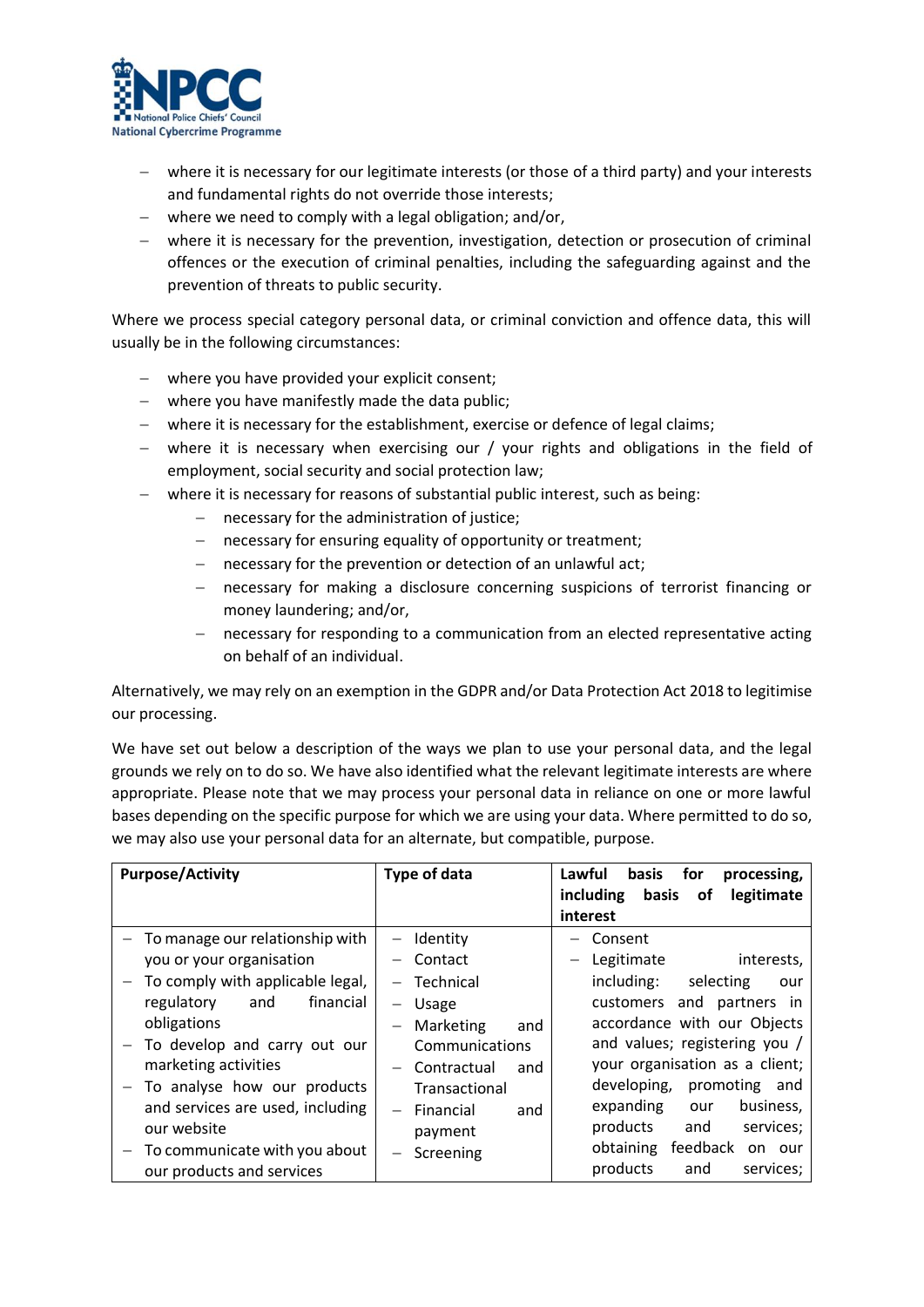- where it is necessary for our legitimate interests (or those of a third party) and your interests and fundamental rights do not override those interests;
- where we need to comply with a legal obligation; and/or,
- where it is necessary for the prevention, investigation, detection or prosecution of criminal offences or the execution of criminal penalties, including the safeguarding against and the prevention of threats to public security.

Where we process special category personal data, or criminal conviction and offence data, this will usually be in the following circumstances:

- where you have provided your explicit consent;
- where you have manifestly made the data public;
- where it is necessary for the establishment, exercise or defence of legal claims;
- where it is necessary when exercising our / your rights and obligations in the field of employment, social security and social protection law;
- where it is necessary for reasons of substantial public interest, such as being:
  - necessary for the administration of justice;
  - necessary for ensuring equality of opportunity or treatment;
  - necessary for the prevention or detection of an unlawful act;
  - necessary for making a disclosure concerning suspicions of terrorist financing or money laundering; and/or,
  - necessary for responding to a communication from an elected representative acting on behalf of an individual.

Alternatively, we may rely on an exemption in the GDPR and/or Data Protection Act 2018 to legitimise our processing.

We have set out below a description of the ways we plan to use your personal data, and the legal grounds we rely on to do so. We have also identified what the relevant legitimate interests are where appropriate. Please note that we may process your personal data in reliance on one or more lawful bases depending on the specific purpose for which we are using your data. Where permitted to do so, we may also use your personal data for an alternate, but compatible, purpose.

| Purpose/Activity | Type of data | Lawful basis for processing, including basis of legitimate interest |
|---|---|---|
| – To manage our relationship with you or your organisation<br>– To comply with applicable legal, regulatory and financial obligations<br>– To develop and carry out our marketing activities<br>– To analyse how our products and services are used, including our website<br>– To communicate with you about our products and services | – Identity<br>– Contact<br>– Technical<br>– Usage<br>– Marketing and Communications<br>– Contractual and Transactional<br>– Financial and payment<br>– Screening | – Consent<br>– Legitimate interests, including: selecting our customers and partners in accordance with our Objects and values; registering you / your organisation as a client; developing, promoting and expanding our business, products and services; obtaining feedback on our products and services; |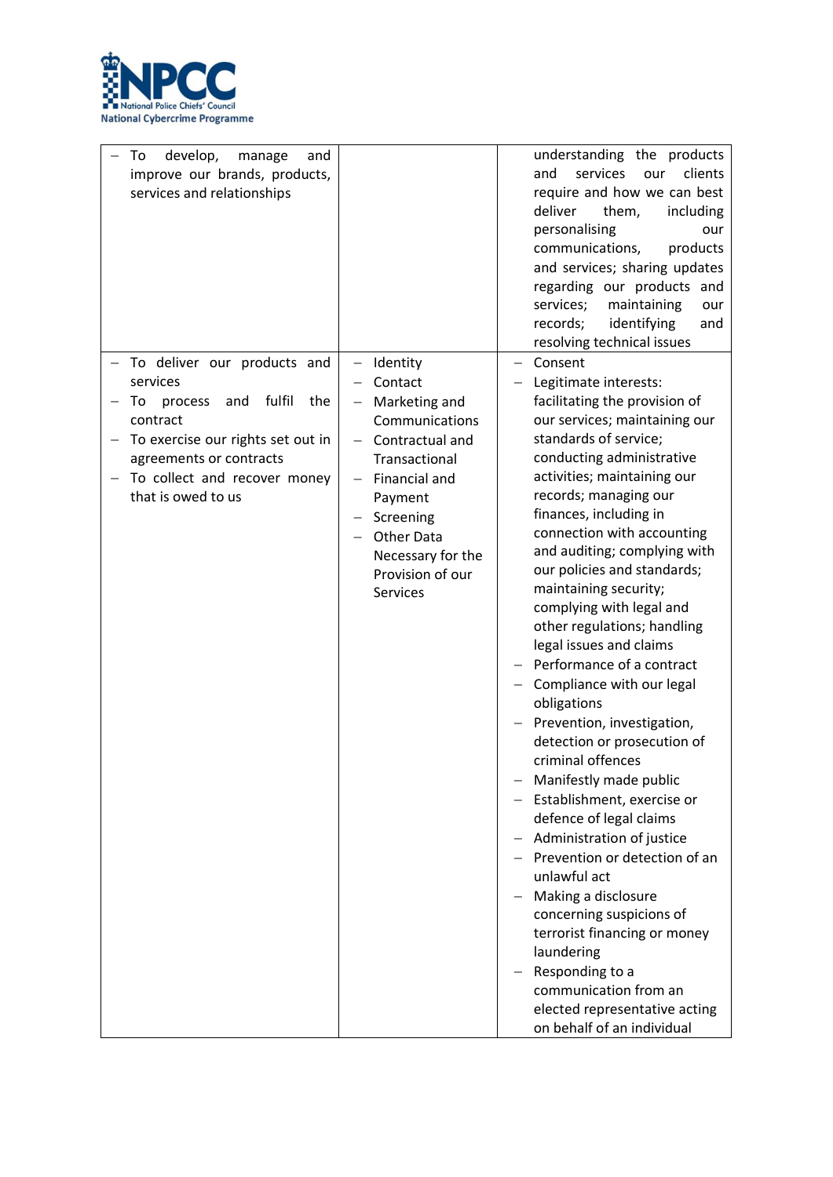| | | |
|---|---|---|
| – To develop, manage and improve our brands, products, services and relationships | | understanding the products and services our clients require and how we can best deliver them, including personalising our communications, products and services; sharing updates regarding our products and services; maintaining our records; identifying and resolving technical issues |
| – To deliver our products and services<br>– To process and fulfil the contract<br>– To exercise our rights set out in agreements or contracts<br>– To collect and recover money that is owed to us | – Identity<br>– Contact<br>– Marketing and Communications<br>– Contractual and Transactional<br>– Financial and Payment<br>– Screening<br>– Other Data Necessary for the Provision of our Services | – Consent<br>– Legitimate interests: facilitating the provision of our services; maintaining our standards of service; conducting administrative activities; maintaining our records; managing our finances, including in connection with accounting and auditing; complying with our policies and standards; maintaining security; complying with legal and other regulations; handling legal issues and claims<br>– Performance of a contract<br>– Compliance with our legal obligations<br>– Prevention, investigation, detection or prosecution of criminal offences<br>– Manifestly made public<br>– Establishment, exercise or defence of legal claims<br>– Administration of justice<br>– Prevention or detection of an unlawful act<br>– Making a disclosure concerning suspicions of terrorist financing or money laundering<br>– Responding to a communication from an elected representative acting on behalf of an individual |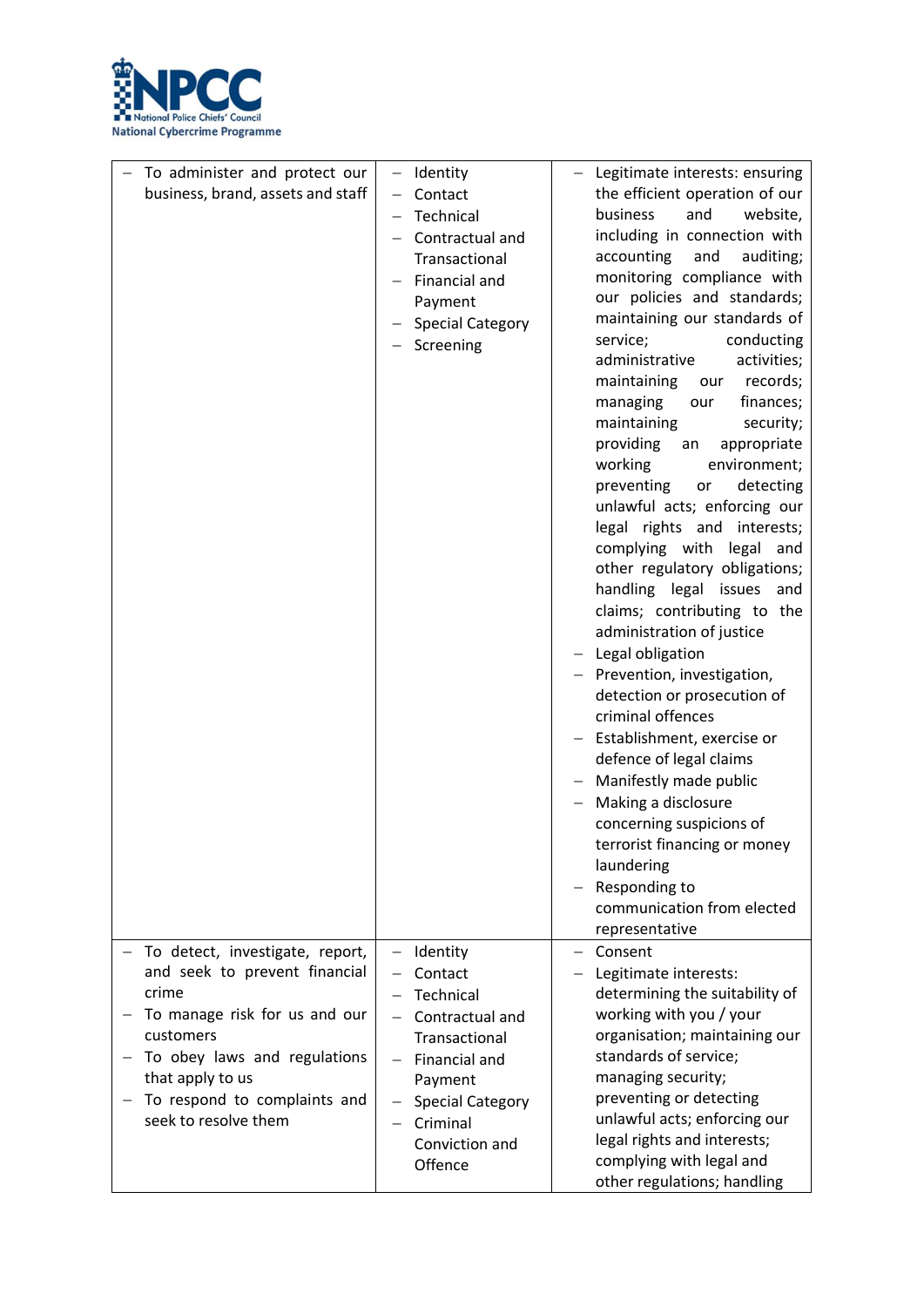| | | |
|---|---|---|
| – To administer and protect our business, brand, assets and staff | – Identity<br>– Contact<br>– Technical<br>– Contractual and Transactional<br>– Financial and Payment<br>– Special Category<br>– Screening | – Legitimate interests: ensuring the efficient operation of our business and website, including in connection with accounting and auditing; monitoring compliance with our policies and standards; maintaining our standards of service; conducting administrative activities; maintaining our records; managing our finances; maintaining security; providing an appropriate working environment; preventing or detecting unlawful acts; enforcing our legal rights and interests; complying with legal and other regulatory obligations; handling legal issues and claims; contributing to the administration of justice<br>– Legal obligation<br>– Prevention, investigation, detection or prosecution of criminal offences<br>– Establishment, exercise or defence of legal claims<br>– Manifestly made public<br>– Making a disclosure concerning suspicions of terrorist financing or money laundering<br>– Responding to communication from elected representative |
| – To detect, investigate, report, and seek to prevent financial crime<br>– To manage risk for us and our customers<br>– To obey laws and regulations that apply to us<br>– To respond to complaints and seek to resolve them | – Identity<br>– Contact<br>– Technical<br>– Contractual and Transactional<br>– Financial and Payment<br>– Special Category<br>– Criminal Conviction and Offence | – Consent<br>– Legitimate interests: determining the suitability of working with you / your organisation; maintaining our standards of service; managing security; preventing or detecting unlawful acts; enforcing our legal rights and interests; complying with legal and other regulations; handling |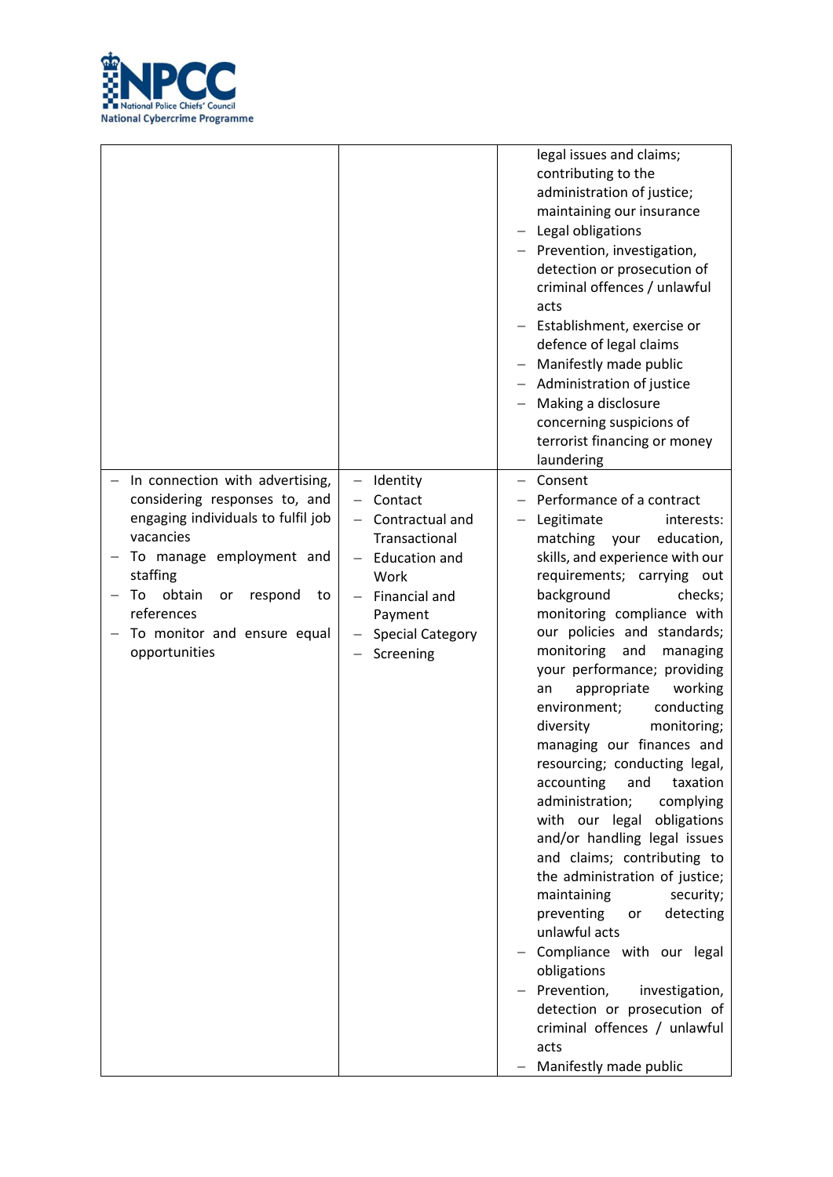| | | |
|---|---|---|
| | | legal issues and claims; contributing to the administration of justice; maintaining our insurance<br>– Legal obligations<br>– Prevention, investigation, detection or prosecution of criminal offences / unlawful acts<br>– Establishment, exercise or defence of legal claims<br>– Manifestly made public<br>– Administration of justice<br>– Making a disclosure concerning suspicions of terrorist financing or money laundering |
| – In connection with advertising, considering responses to, and engaging individuals to fulfil job vacancies<br>– To manage employment and staffing<br>– To obtain or respond to references<br>– To monitor and ensure equal opportunities | – Identity<br>– Contact<br>– Contractual and Transactional<br>– Education and Work<br>– Financial and Payment<br>– Special Category<br>– Screening | – Consent<br>– Performance of a contract<br>– Legitimate interests: matching your education, skills, and experience with our requirements; carrying out background checks; monitoring compliance with our policies and standards; monitoring and managing your performance; providing an appropriate working environment; conducting diversity monitoring; managing our finances and resourcing; conducting legal, accounting and taxation administration; complying with our legal obligations and/or handling legal issues and claims; contributing to the administration of justice; maintaining security; preventing or detecting unlawful acts<br>– Compliance with our legal obligations<br>– Prevention, investigation, detection or prosecution of criminal offences / unlawful acts<br>– Manifestly made public |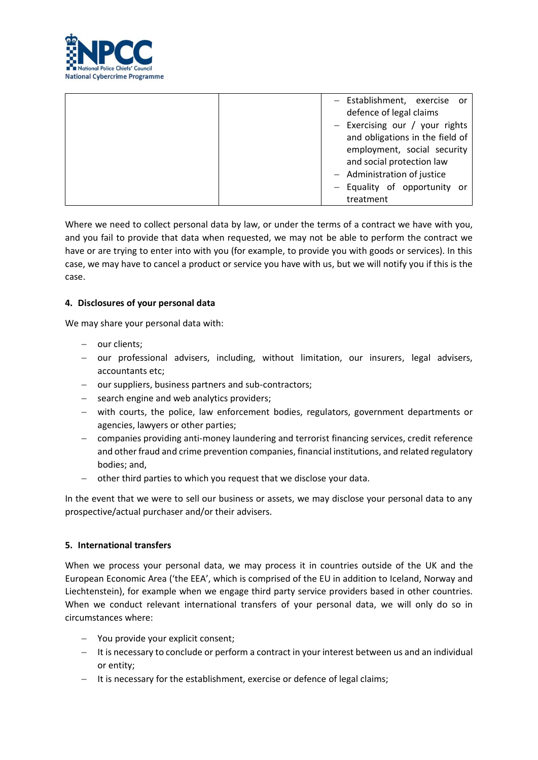| | | – Establishment, exercise or defence of legal claims<br>– Exercising our / your rights and obligations in the field of employment, social security and social protection law<br>– Administration of justice<br>– Equality of opportunity or treatment |
|---|---|---|

Where we need to collect personal data by law, or under the terms of a contract we have with you, and you fail to provide that data when requested, we may not be able to perform the contract we have or are trying to enter into with you (for example, to provide you with goods or services). In this case, we may have to cancel a product or service you have with us, but we will notify you if this is the case.

**4. Disclosures of your personal data**

We may share your personal data with:

- our clients;
- our professional advisers, including, without limitation, our insurers, legal advisers, accountants etc;
- our suppliers, business partners and sub-contractors;
- search engine and web analytics providers;
- with courts, the police, law enforcement bodies, regulators, government departments or agencies, lawyers or other parties;
- companies providing anti-money laundering and terrorist financing services, credit reference and other fraud and crime prevention companies, financial institutions, and related regulatory bodies; and,
- other third parties to which you request that we disclose your data.

In the event that we were to sell our business or assets, we may disclose your personal data to any prospective/actual purchaser and/or their advisers.

**5. International transfers**

When we process your personal data, we may process it in countries outside of the UK and the European Economic Area ('the EEA', which is comprised of the EU in addition to Iceland, Norway and Liechtenstein), for example when we engage third party service providers based in other countries. When we conduct relevant international transfers of your personal data, we will only do so in circumstances where:

- You provide your explicit consent;
- It is necessary to conclude or perform a contract in your interest between us and an individual or entity;
- It is necessary for the establishment, exercise or defence of legal claims;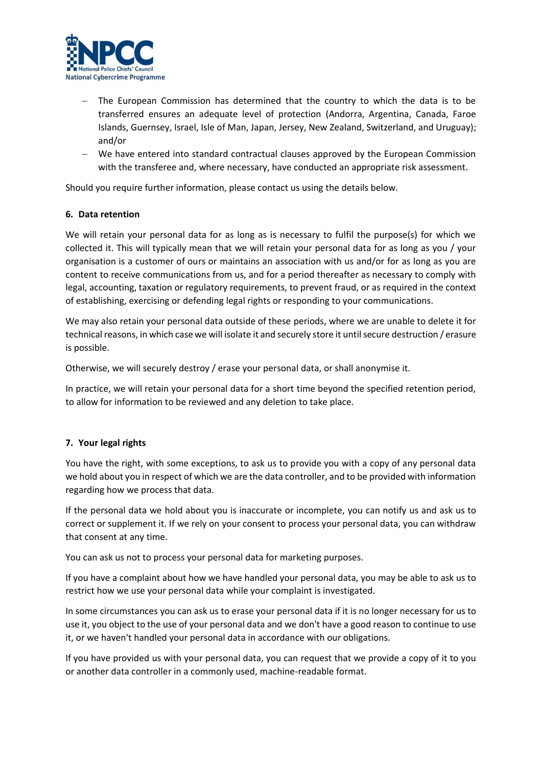- The European Commission has determined that the country to which the data is to be transferred ensures an adequate level of protection (Andorra, Argentina, Canada, Faroe Islands, Guernsey, Israel, Isle of Man, Japan, Jersey, New Zealand, Switzerland, and Uruguay); and/or
- We have entered into standard contractual clauses approved by the European Commission with the transferee and, where necessary, have conducted an appropriate risk assessment.

Should you require further information, please contact us using the details below.

### 6. Data retention

We will retain your personal data for as long as is necessary to fulfil the purpose(s) for which we collected it. This will typically mean that we will retain your personal data for as long as you / your organisation is a customer of ours or maintains an association with us and/or for as long as you are content to receive communications from us, and for a period thereafter as necessary to comply with legal, accounting, taxation or regulatory requirements, to prevent fraud, or as required in the context of establishing, exercising or defending legal rights or responding to your communications.

We may also retain your personal data outside of these periods, where we are unable to delete it for technical reasons, in which case we will isolate it and securely store it until secure destruction / erasure is possible.

Otherwise, we will securely destroy / erase your personal data, or shall anonymise it.

In practice, we will retain your personal data for a short time beyond the specified retention period, to allow for information to be reviewed and any deletion to take place.

### 7. Your legal rights

You have the right, with some exceptions, to ask us to provide you with a copy of any personal data we hold about you in respect of which we are the data controller, and to be provided with information regarding how we process that data.

If the personal data we hold about you is inaccurate or incomplete, you can notify us and ask us to correct or supplement it. If we rely on your consent to process your personal data, you can withdraw that consent at any time.

You can ask us not to process your personal data for marketing purposes.

If you have a complaint about how we have handled your personal data, you may be able to ask us to restrict how we use your personal data while your complaint is investigated.

In some circumstances you can ask us to erase your personal data if it is no longer necessary for us to use it, you object to the use of your personal data and we don't have a good reason to continue to use it, or we haven't handled your personal data in accordance with our obligations.

If you have provided us with your personal data, you can request that we provide a copy of it to you or another data controller in a commonly used, machine-readable format.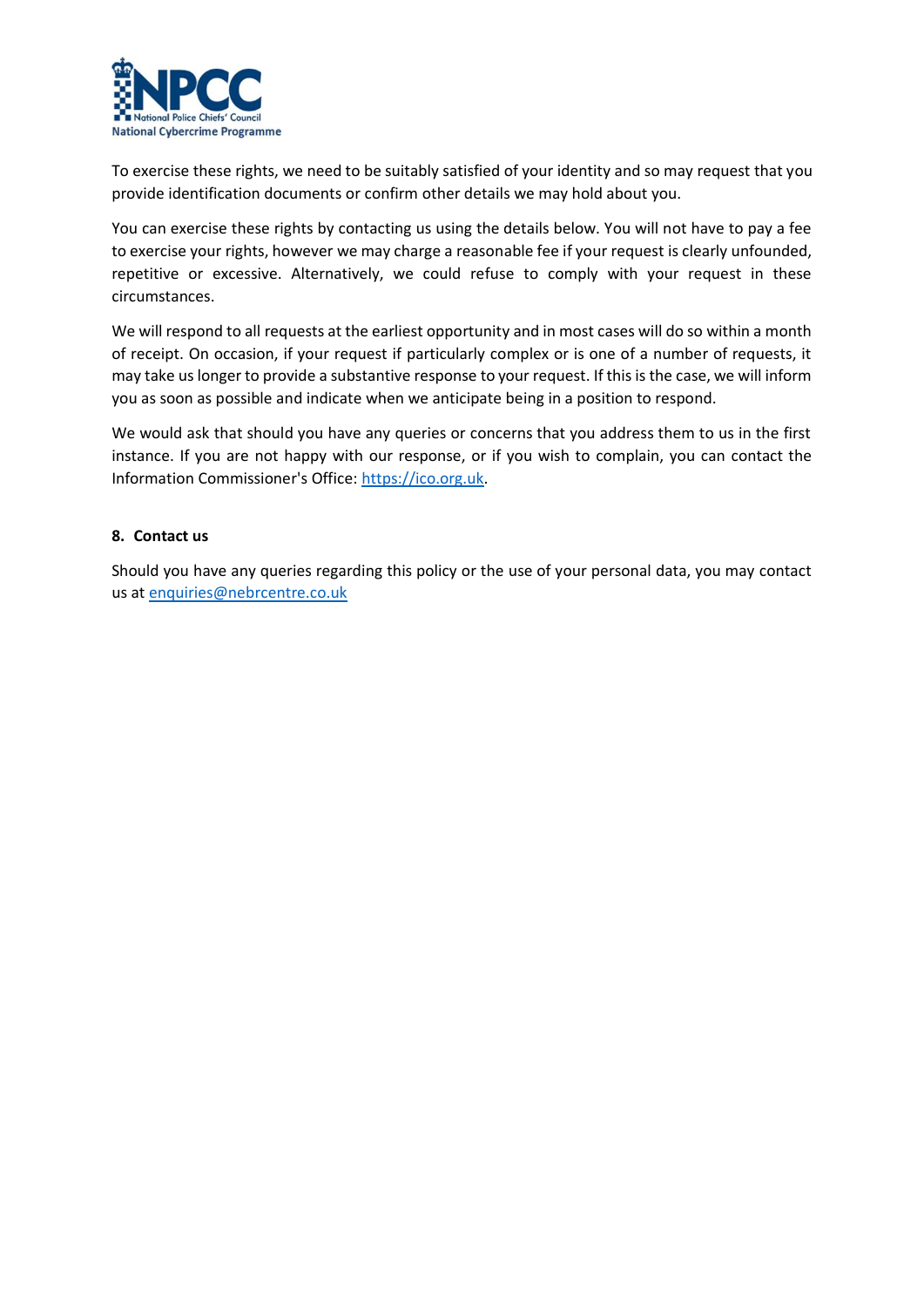To exercise these rights, we need to be suitably satisfied of your identity and so may request that you provide identification documents or confirm other details we may hold about you.

You can exercise these rights by contacting us using the details below. You will not have to pay a fee to exercise your rights, however we may charge a reasonable fee if your request is clearly unfounded, repetitive or excessive. Alternatively, we could refuse to comply with your request in these circumstances.

We will respond to all requests at the earliest opportunity and in most cases will do so within a month of receipt. On occasion, if your request if particularly complex or is one of a number of requests, it may take us longer to provide a substantive response to your request. If this is the case, we will inform you as soon as possible and indicate when we anticipate being in a position to respond.

We would ask that should you have any queries or concerns that you address them to us in the first instance. If you are not happy with our response, or if you wish to complain, you can contact the Information Commissioner's Office: https://ico.org.uk.

## 8. Contact us

Should you have any queries regarding this policy or the use of your personal data, you may contact us at enquiries@nebrcentre.co.uk